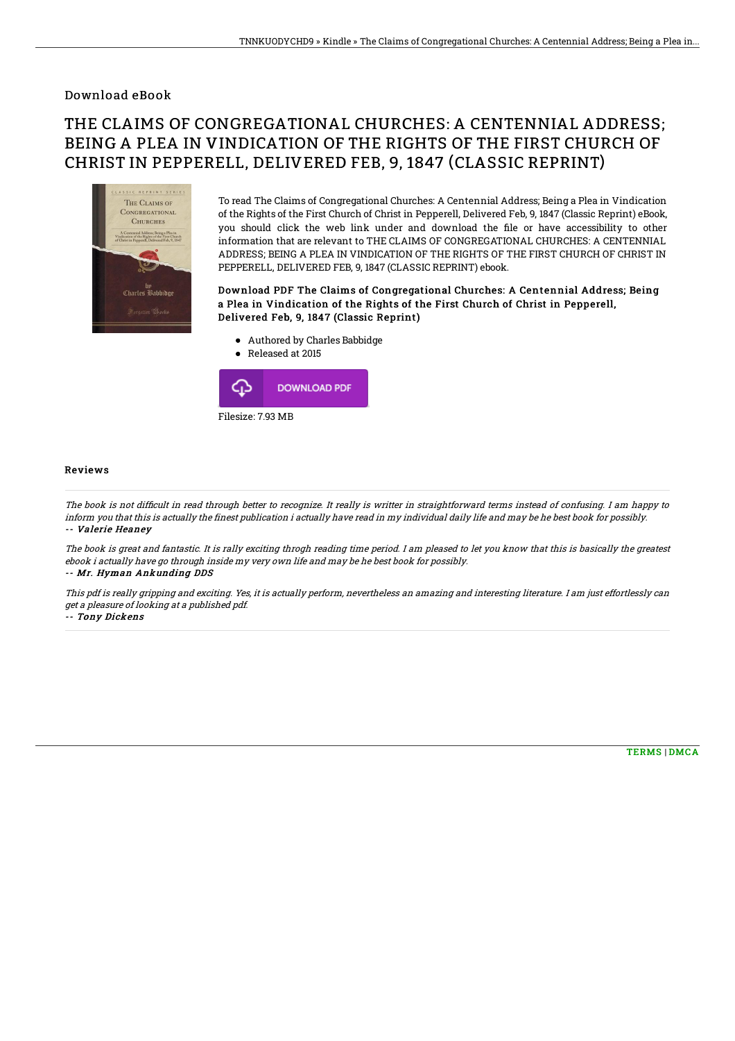Download eBook

# THE CLAIMS OF CONGREGATIONAL CHURCHES: A CENTENNIAL ADDRESS; BEING A PLEA IN VINDICATION OF THE RIGHTS OF THE FIRST CHURCH OF CHRIST IN PEPPERELL, DELIVERED FEB, 9, 1847 (CLASSIC REPRINT)

To read The Claims of Congregational Churches: A Centennial Address; Being a Plea in Vindication of the Rights of the First Church of Christ in Pepperell, Delivered Feb, 9, 1847 (Classic Reprint) eBook, you should click the web link under and download the file or have accessibility to other information that are relevant to THE CLAIMS OF CONGREGATIONAL CHURCHES: A CENTENNIAL ADDRESS; BEING A PLEA IN VINDICATION OF THE RIGHTS OF THE FIRST CHURCH OF CHRIST IN PEPPERELL, DELIVERED FEB, 9, 1847 (CLASSIC REPRINT) ebook.

### Download PDF The Claims of Congregational Churches: A Centennial Address; Being a Plea in Vindication of the Rights of the First Church of Christ in Pepperell, Delivered Feb, 9, 1847 (Classic Reprint)

- Authored by Charles Babbidge
- Released at 2015

DOWNLOAD PDF

Filesize: 7.93 MB

## Reviews

The book is not difficult in read through better to recognize. It really is writter in straightforward terms instead of confusing. I am happy to inform you that this is actually the finest publication i actually have read in my individual daily life and may be he best book for possibly.

*-- Valerie Heaney*

The book is great and fantastic. It is rally exciting throgh reading time period. I am pleased to let you know that this is basically the greatest ebook i actually have go through inside my very own life and may be he best book for possibly.

*-- Mr. Hyman Ankunding DDS*

This pdf is really gripping and exciting. Yes, it is actually perform, nevertheless an amazing and interesting literature. I am just effortlessly can get a pleasure of looking at a published pdf.

*-- Tony Dickens*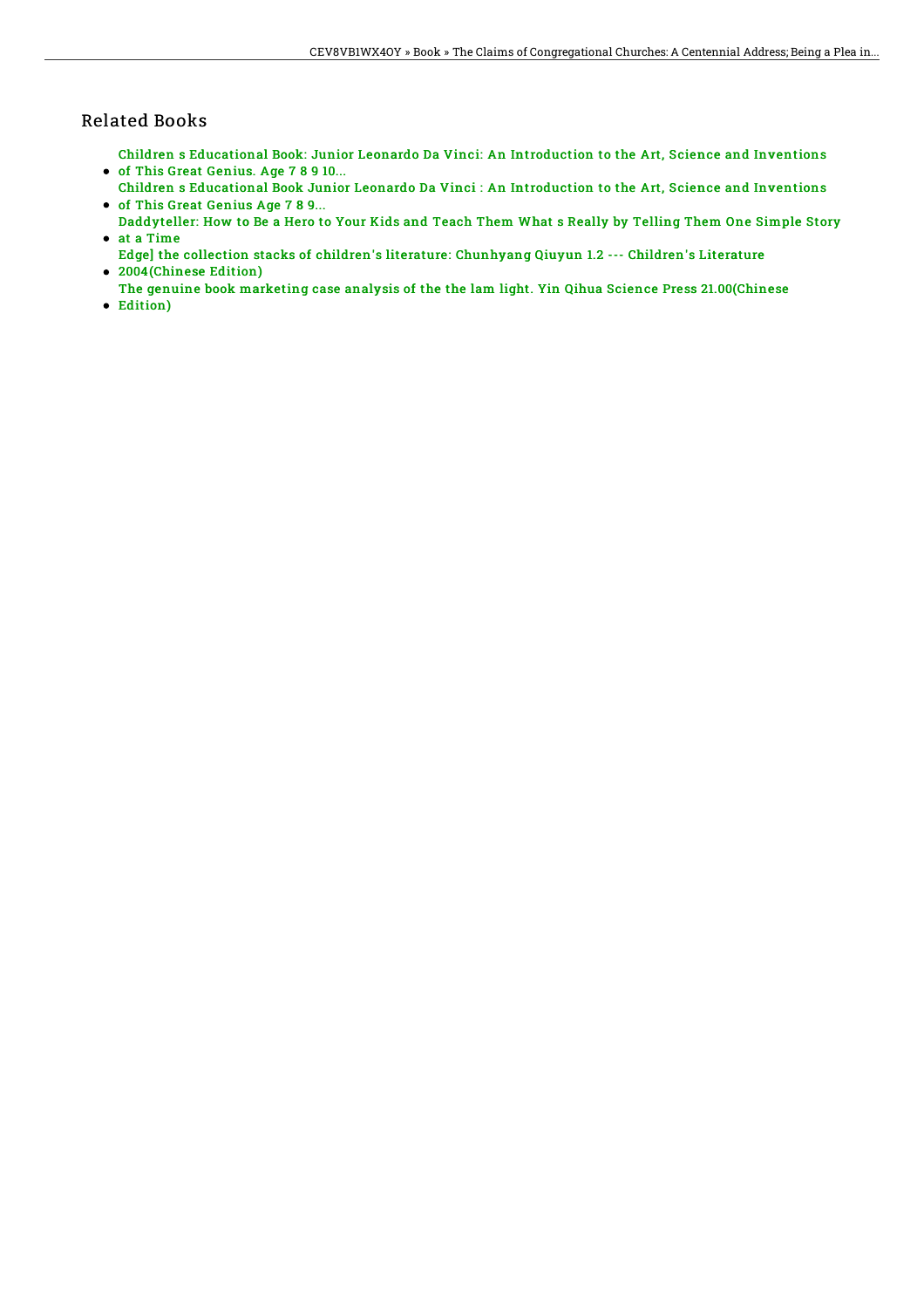## Related Books

- Children s Educational Book: Junior Leonardo Da Vinci: An Introduction to the Art, Science and Inventions of This Great Genius. Age 7 8 9 10...
- Children s Educational Book Junior Leonardo Da Vinci : An Introduction to the Art, Science and Inventions of This Great Genius Age 7 8 9...
- Daddyteller: How to Be a Hero to Your Kids and Teach Them What s Really by Telling Them One Simple Story at a Time
- Edge] the collection stacks of children's literature: Chunhyang Qiuyun 1.2 --- Children's Literature 2004(Chinese Edition)
- The genuine book marketing case analysis of the the lam light. Yin Qihua Science Press 21.00(Chinese Edition)